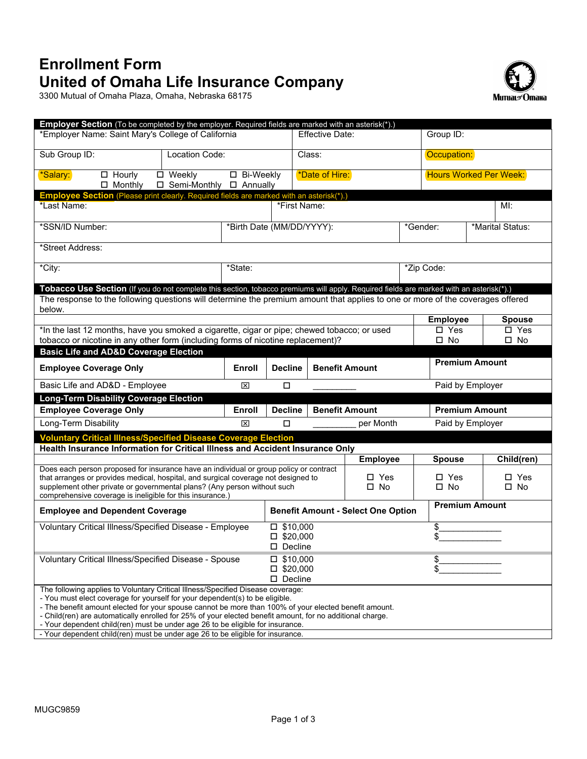# Enrollment Form
# United of Omaha Life Insurance Company

3300 Mutual of Omaha Plaza, Omaha, Nebraska 68175

**Employer Section** (To be completed by the employer. Required fields are marked with an asterisk(*).)

| | | | |
|---|---|---|---|
| *Employer Name: Saint Mary's College of California | | Effective Date: | Group ID: |
| Sub Group ID: | Location Code: | Class: | Occupation: |
| *Salary: ☐ Hourly ☐ Weekly ☐ Bi-Weekly ☐ Monthly ☐ Semi-Monthly ☐ Annually | | *Date of Hire: | Hours Worked Per Week: |

**Employee Section** (Please print clearly. Required fields are marked with an asterisk(*).)

| | | | |
|---|---|---|---|
| *Last Name: | *First Name: | | MI: |
| *SSN/ID Number: | *Birth Date (MM/DD/YYYY): | *Gender: | *Marital Status: |
| *Street Address: | | | |
| *City: | *State: | *Zip Code: | |

**Tobacco Use Section** (If you do not complete this section, tobacco premiums will apply. Required fields are marked with an asterisk(*).)

The response to the following questions will determine the premium amount that applies to one or more of the coverages offered below.

| | Employee | Spouse |
|---|---|---|
| *In the last 12 months, have you smoked a cigarette, cigar or pipe; chewed tobacco; or used tobacco or nicotine in any other form (including forms of nicotine replacement)? | ☐ Yes ☐ No | ☐ Yes ☐ No |

**Basic Life and AD&D Coverage Election**

| Employee Coverage Only | Enroll | Decline | Benefit Amount | Premium Amount |
|---|---|---|---|---|
| Basic Life and AD&D - Employee | ☒ | ☐ | __________ | Paid by Employer |

**Long-Term Disability Coverage Election**

| Employee Coverage Only | Enroll | Decline | Benefit Amount | Premium Amount |
|---|---|---|---|---|
| Long-Term Disability | ☒ | ☐ | __________ per Month | Paid by Employer |

**Voluntary Critical Illness/Specified Disease Coverage Election**

**Health Insurance Information for Critical Illness and Accident Insurance Only**

| | Employee | Spouse | Child(ren) |
|---|---|---|---|
| Does each person proposed for insurance have an individual or group policy or contract that arranges or provides medical, hospital, and surgical coverage not designed to supplement other private or governmental plans? (Any person without such comprehensive coverage is ineligible for this insurance.) | ☐ Yes ☐ No | ☐ Yes ☐ No | ☐ Yes ☐ No |

| Employee and Dependent Coverage | Benefit Amount - Select One Option | Premium Amount |
|---|---|---|
| Voluntary Critical Illness/Specified Disease - Employee | ☐ $10,000<br>☐ $20,000<br>☐ Decline | $_____________<br>$_____________ |
| Voluntary Critical Illness/Specified Disease - Spouse | ☐ $10,000<br>☐ $20,000<br>☐ Decline | $_____________<br>$_____________ |

The following applies to Voluntary Critical Illness/Specified Disease coverage:
- You must elect coverage for yourself for your dependent(s) to be eligible.
- The benefit amount elected for your spouse cannot be more than 100% of your elected benefit amount.
- Child(ren) are automatically enrolled for 25% of your elected benefit amount, for no additional charge.
- Your dependent child(ren) must be under age 26 to be eligible for insurance.
- Your dependent child(ren) must be under age 26 to be eligible for insurance.

MUGC9859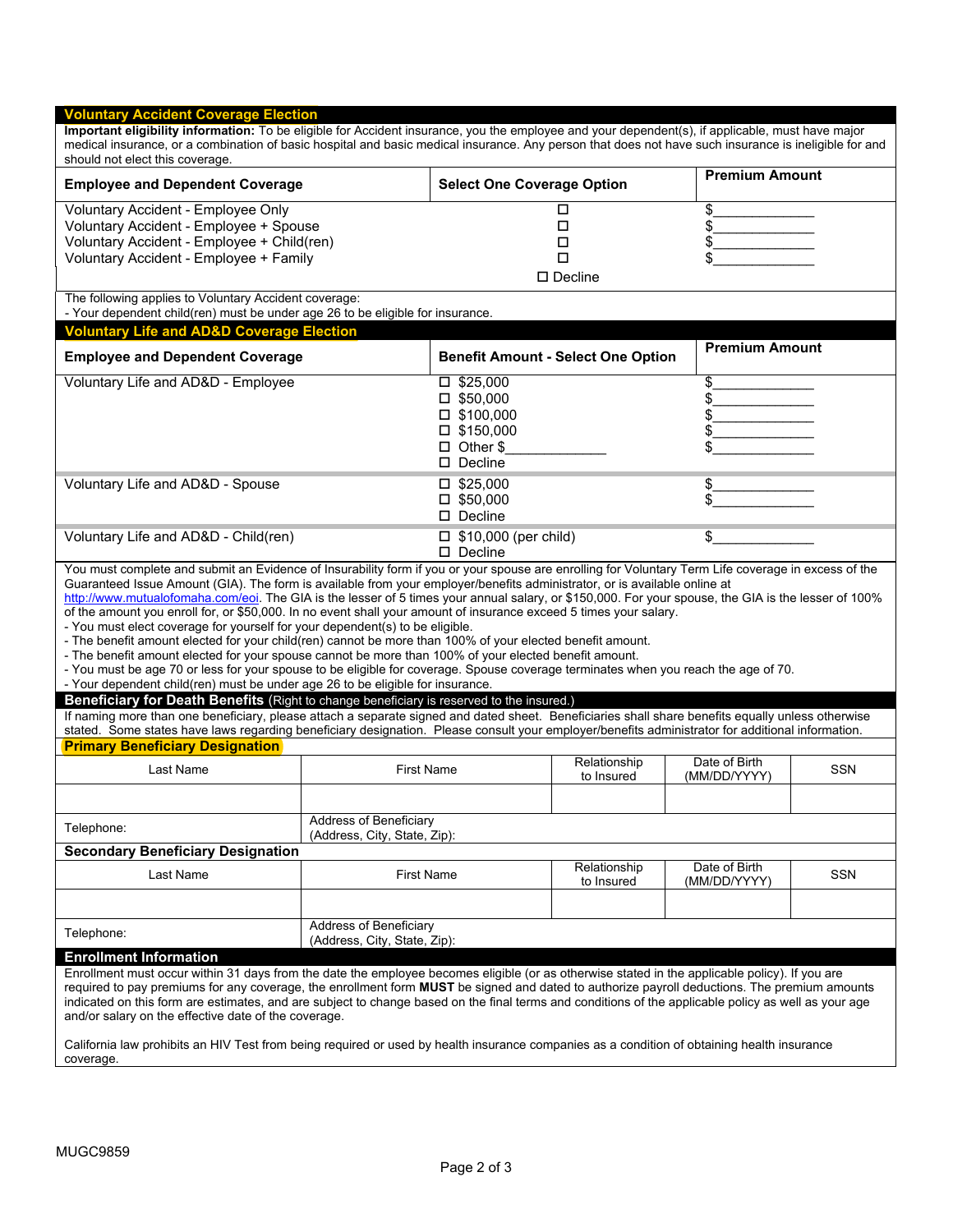## Voluntary Accident Coverage Election

**Important eligibility information:** To be eligible for Accident insurance, you the employee and your dependent(s), if applicable, must have major medical insurance, or a combination of basic hospital and basic medical insurance. Any person that does not have such insurance is ineligible for and should not elect this coverage.

| Employee and Dependent Coverage | Select One Coverage Option | Premium Amount |
|---|---|---|
| Voluntary Accident - Employee Only | ☐ | $_____________ |
| Voluntary Accident - Employee + Spouse | ☐ | $_____________ |
| Voluntary Accident - Employee + Child(ren) | ☐ | $_____________ |
| Voluntary Accident - Employee + Family | ☐ | $_____________ |
| | ☐ Decline | |

The following applies to Voluntary Accident coverage:
- Your dependent child(ren) must be under age 26 to be eligible for insurance.

## Voluntary Life and AD&D Coverage Election

| Employee and Dependent Coverage | Benefit Amount - Select One Option | Premium Amount |
|---|---|---|
| Voluntary Life and AD&D - Employee | ☐ $25,000 | $_____________ |
| | ☐ $50,000 | $_____________ |
| | ☐ $100,000 | $_____________ |
| | ☐ $150,000 | $_____________ |
| | ☐ Other $_____________ | $_____________ |
| | ☐ Decline | |
| Voluntary Life and AD&D - Spouse | ☐ $25,000 | $_____________ |
| | ☐ $50,000 | $_____________ |
| | ☐ Decline | |
| Voluntary Life and AD&D - Child(ren) | ☐ $10,000 (per child) | $_____________ |
| | ☐ Decline | |

You must complete and submit an Evidence of Insurability form if you or your spouse are enrolling for Voluntary Term Life coverage in excess of the Guaranteed Issue Amount (GIA). The form is available from your employer/benefits administrator, or is available online at http://www.mutualofomaha.com/eoi. The GIA is the lesser of 5 times your annual salary, or $150,000. For your spouse, the GIA is the lesser of 100% of the amount you enroll for, or $50,000. In no event shall your amount of insurance exceed 5 times your salary.
- You must elect coverage for yourself for your dependent(s) to be eligible.
- The benefit amount elected for your child(ren) cannot be more than 100% of your elected benefit amount.
- The benefit amount elected for your spouse cannot be more than 100% of your elected benefit amount.
- You must be age 70 or less for your spouse to be eligible for coverage. Spouse coverage terminates when you reach the age of 70.
- Your dependent child(ren) must be under age 26 to be eligible for insurance.

## Beneficiary for Death Benefits (Right to change beneficiary is reserved to the insured.)

If naming more than one beneficiary, please attach a separate signed and dated sheet. Beneficiaries shall share benefits equally unless otherwise stated. Some states have laws regarding beneficiary designation. Please consult your employer/benefits administrator for additional information.

### Primary Beneficiary Designation

| Last Name | First Name | Relationship to Insured | Date of Birth (MM/DD/YYYY) | SSN |
|---|---|---|---|---|
| | | | | |
| Telephone: | Address of Beneficiary (Address, City, State, Zip): | | | |

### Secondary Beneficiary Designation

| Last Name | First Name | Relationship to Insured | Date of Birth (MM/DD/YYYY) | SSN |
|---|---|---|---|---|
| | | | | |
| Telephone: | Address of Beneficiary (Address, City, State, Zip): | | | |

## Enrollment Information

Enrollment must occur within 31 days from the date the employee becomes eligible (or as otherwise stated in the applicable policy). If you are required to pay premiums for any coverage, the enrollment form **MUST** be signed and dated to authorize payroll deductions. The premium amounts indicated on this form are estimates, and are subject to change based on the final terms and conditions of the applicable policy as well as your age and/or salary on the effective date of the coverage.

California law prohibits an HIV Test from being required or used by health insurance companies as a condition of obtaining health insurance coverage.

MUGC9859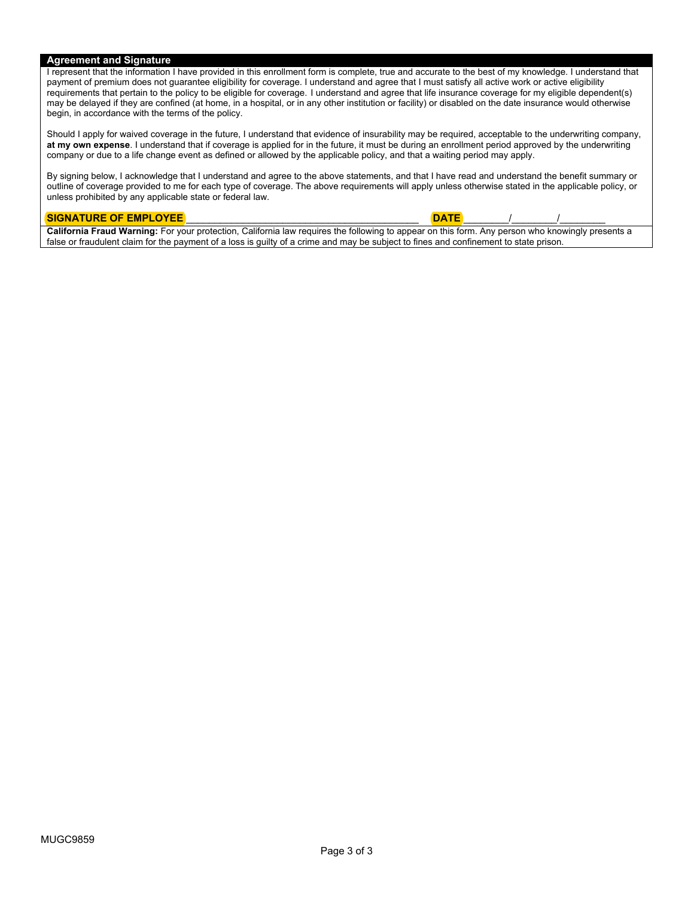## Agreement and Signature

I represent that the information I have provided in this enrollment form is complete, true and accurate to the best of my knowledge. I understand that payment of premium does not guarantee eligibility for coverage. I understand and agree that I must satisfy all active work or active eligibility requirements that pertain to the policy to be eligible for coverage. I understand and agree that life insurance coverage for my eligible dependent(s) may be delayed if they are confined (at home, in a hospital, or in any other institution or facility) or disabled on the date insurance would otherwise begin, in accordance with the terms of the policy.

Should I apply for waived coverage in the future, I understand that evidence of insurability may be required, acceptable to the underwriting company, **at my own expense**. I understand that if coverage is applied for in the future, it must be during an enrollment period approved by the underwriting company or due to a life change event as defined or allowed by the applicable policy, and that a waiting period may apply.

By signing below, I acknowledge that I understand and agree to the above statements, and that I have read and understand the benefit summary or outline of coverage provided to me for each type of coverage. The above requirements will apply unless otherwise stated in the applicable policy, or unless prohibited by any applicable state or federal law.

**SIGNATURE OF EMPLOYEE** ___________________________________________ **DATE** ________/________/________

**California Fraud Warning:** For your protection, California law requires the following to appear on this form. Any person who knowingly presents a false or fraudulent claim for the payment of a loss is guilty of a crime and may be subject to fines and confinement to state prison.

MUGC9859